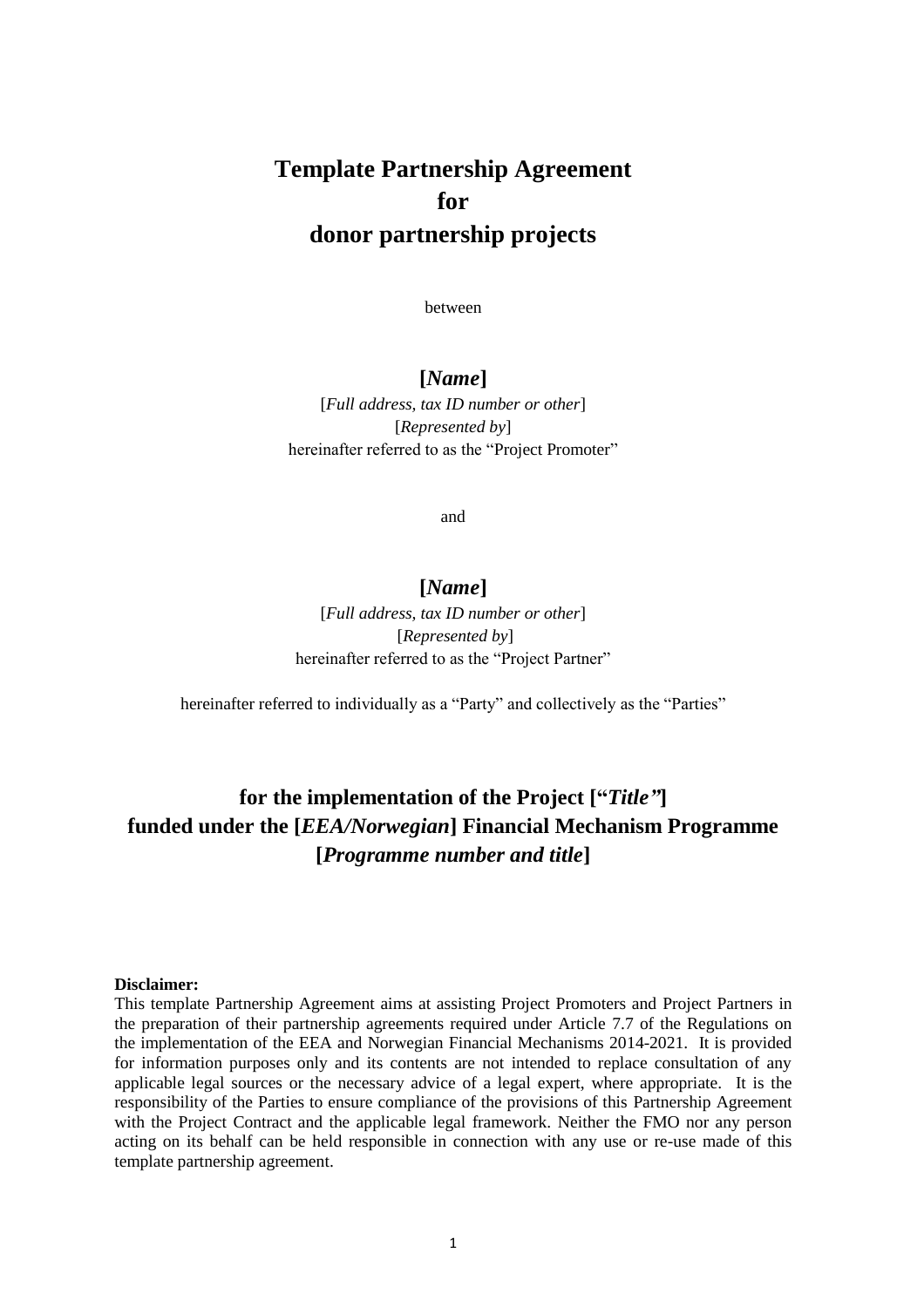# Template Partnership Agreement for donor partnership projects

between

**[*Name*]**

[*Full address, tax ID number or other*]
[*Represented by*]
hereinafter referred to as the "Project Promoter"

and

**[*Name*]**

[*Full address, tax ID number or other*]
[*Represented by*]
hereinafter referred to as the "Project Partner"

hereinafter referred to individually as a "Party" and collectively as the "Parties"

## for the implementation of the Project ["*Title"*] funded under the [*EEA/Norwegian*] Financial Mechanism Programme [*Programme number and title*]

**Disclaimer:**
This template Partnership Agreement aims at assisting Project Promoters and Project Partners in the preparation of their partnership agreements required under Article 7.7 of the Regulations on the implementation of the EEA and Norwegian Financial Mechanisms 2014-2021. It is provided for information purposes only and its contents are not intended to replace consultation of any applicable legal sources or the necessary advice of a legal expert, where appropriate. It is the responsibility of the Parties to ensure compliance of the provisions of this Partnership Agreement with the Project Contract and the applicable legal framework. Neither the FMO nor any person acting on its behalf can be held responsible in connection with any use or re-use made of this template partnership agreement.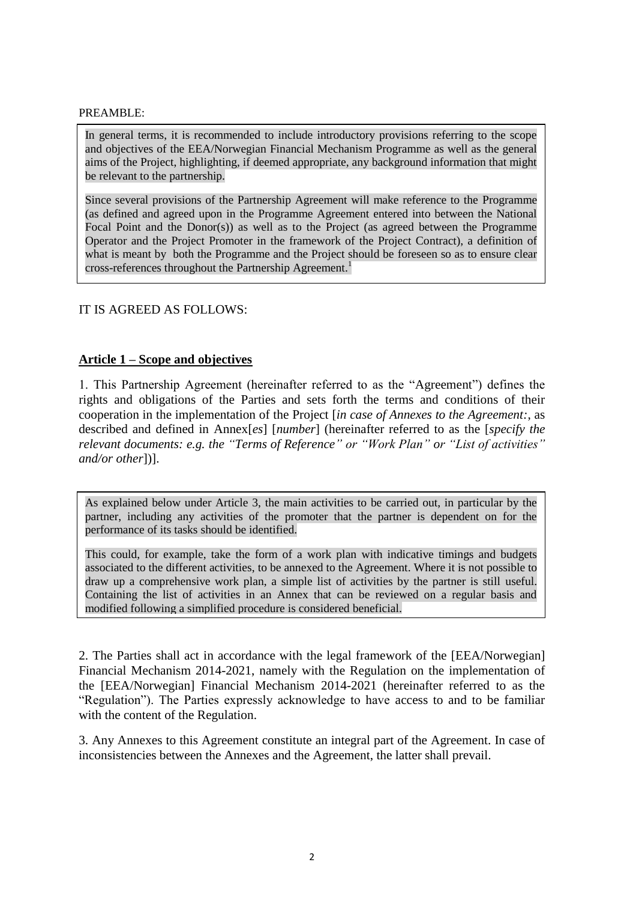PREAMBLE:

> In general terms, it is recommended to include introductory provisions referring to the scope and objectives of the EEA/Norwegian Financial Mechanism Programme as well as the general aims of the Project, highlighting, if deemed appropriate, any background information that might be relevant to the partnership.
>
> Since several provisions of the Partnership Agreement will make reference to the Programme (as defined and agreed upon in the Programme Agreement entered into between the National Focal Point and the Donor(s)) as well as to the Project (as agreed between the Programme Operator and the Project Promoter in the framework of the Project Contract), a definition of what is meant by both the Programme and the Project should be foreseen so as to ensure clear cross-references throughout the Partnership Agreement.[1]

IT IS AGREED AS FOLLOWS:

## **Article 1 – Scope and objectives**

1. This Partnership Agreement (hereinafter referred to as the "Agreement") defines the rights and obligations of the Parties and sets forth the terms and conditions of their cooperation in the implementation of the Project [*in case of Annexes to the Agreement:*, as described and defined in Annex[*es*] [*number*] (hereinafter referred to as the [*specify the relevant documents: e.g. the "Terms of Reference" or "Work Plan" or "List of activities" and/or other*])].

> As explained below under Article 3, the main activities to be carried out, in particular by the partner, including any activities of the promoter that the partner is dependent on for the performance of its tasks should be identified.
>
> This could, for example, take the form of a work plan with indicative timings and budgets associated to the different activities, to be annexed to the Agreement. Where it is not possible to draw up a comprehensive work plan, a simple list of activities by the partner is still useful. Containing the list of activities in an Annex that can be reviewed on a regular basis and modified following a simplified procedure is considered beneficial.

2. The Parties shall act in accordance with the legal framework of the [EEA/Norwegian] Financial Mechanism 2014-2021, namely with the Regulation on the implementation of the [EEA/Norwegian] Financial Mechanism 2014-2021 (hereinafter referred to as the "Regulation"). The Parties expressly acknowledge to have access to and to be familiar with the content of the Regulation.

3. Any Annexes to this Agreement constitute an integral part of the Agreement. In case of inconsistencies between the Annexes and the Agreement, the latter shall prevail.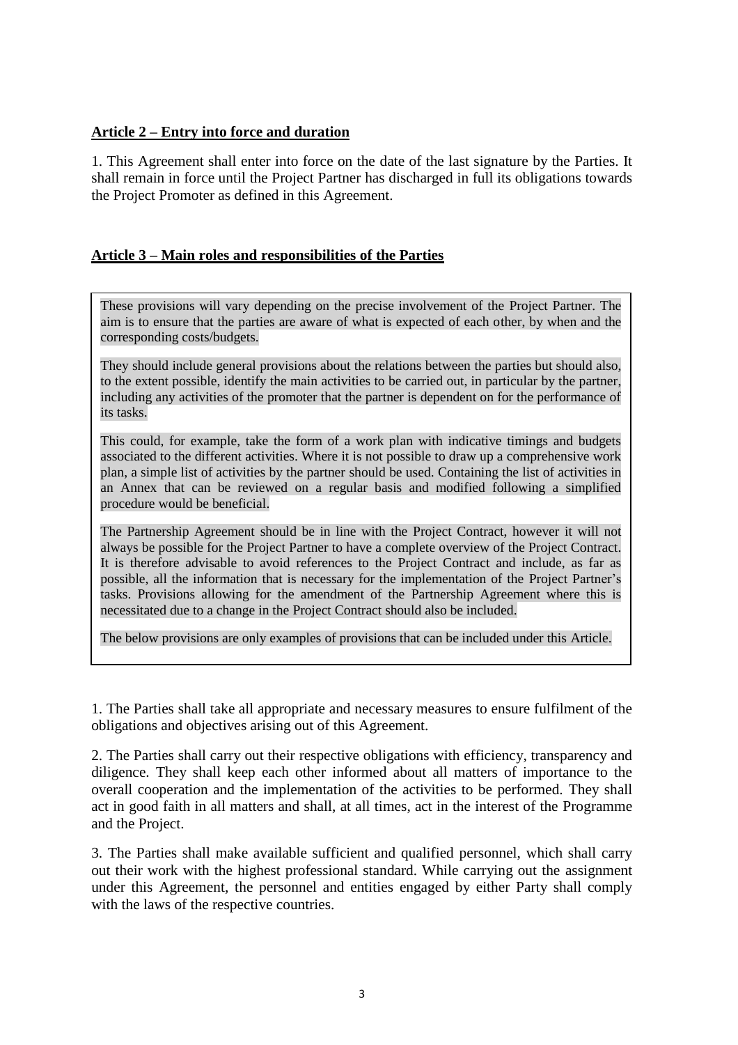**Article 2 – Entry into force and duration**

1. This Agreement shall enter into force on the date of the last signature by the Parties. It shall remain in force until the Project Partner has discharged in full its obligations towards the Project Promoter as defined in this Agreement.

**Article 3 – Main roles and responsibilities of the Parties**

> These provisions will vary depending on the precise involvement of the Project Partner. The aim is to ensure that the parties are aware of what is expected of each other, by when and the corresponding costs/budgets.
>
> They should include general provisions about the relations between the parties but should also, to the extent possible, identify the main activities to be carried out, in particular by the partner, including any activities of the promoter that the partner is dependent on for the performance of its tasks.
>
> This could, for example, take the form of a work plan with indicative timings and budgets associated to the different activities. Where it is not possible to draw up a comprehensive work plan, a simple list of activities by the partner should be used. Containing the list of activities in an Annex that can be reviewed on a regular basis and modified following a simplified procedure would be beneficial.
>
> The Partnership Agreement should be in line with the Project Contract, however it will not always be possible for the Project Partner to have a complete overview of the Project Contract. It is therefore advisable to avoid references to the Project Contract and include, as far as possible, all the information that is necessary for the implementation of the Project Partner's tasks. Provisions allowing for the amendment of the Partnership Agreement where this is necessitated due to a change in the Project Contract should also be included.
>
> The below provisions are only examples of provisions that can be included under this Article.

1. The Parties shall take all appropriate and necessary measures to ensure fulfilment of the obligations and objectives arising out of this Agreement.

2. The Parties shall carry out their respective obligations with efficiency, transparency and diligence. They shall keep each other informed about all matters of importance to the overall cooperation and the implementation of the activities to be performed. They shall act in good faith in all matters and shall, at all times, act in the interest of the Programme and the Project.

3. The Parties shall make available sufficient and qualified personnel, which shall carry out their work with the highest professional standard. While carrying out the assignment under this Agreement, the personnel and entities engaged by either Party shall comply with the laws of the respective countries.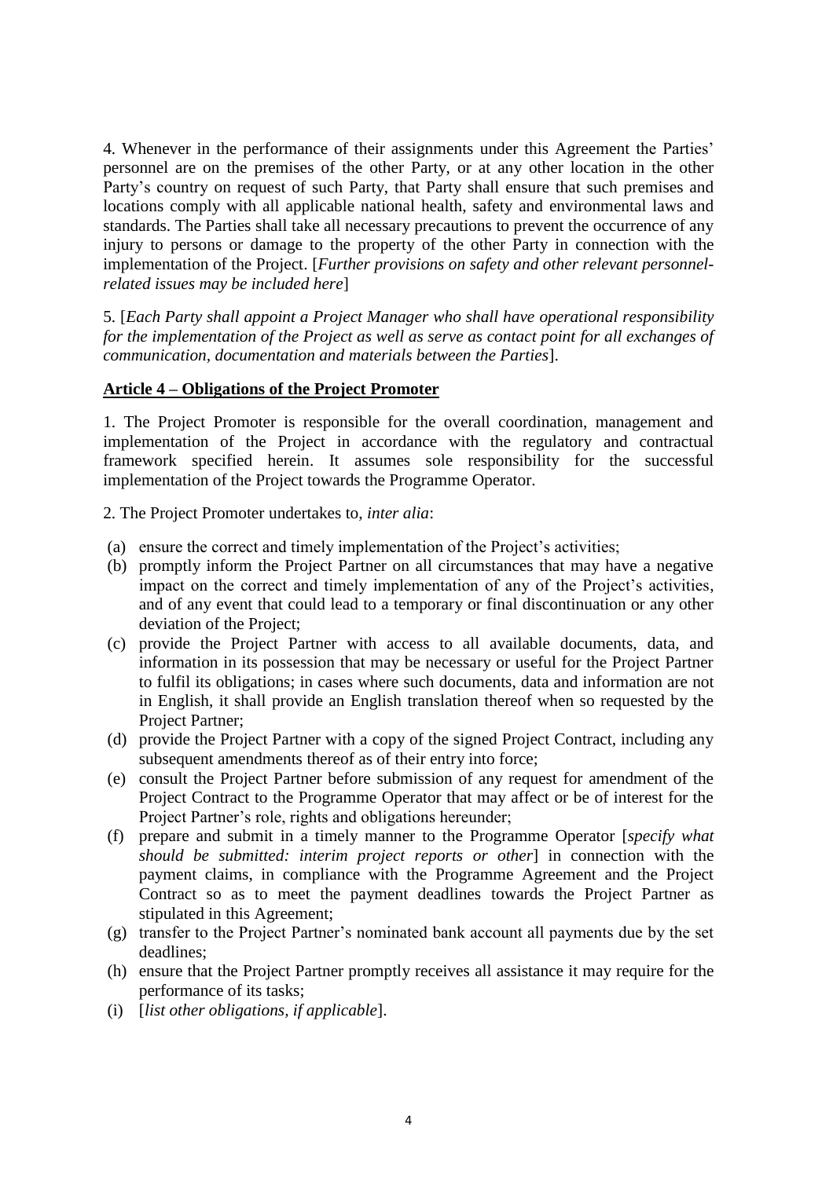4. Whenever in the performance of their assignments under this Agreement the Parties' personnel are on the premises of the other Party, or at any other location in the other Party's country on request of such Party, that Party shall ensure that such premises and locations comply with all applicable national health, safety and environmental laws and standards. The Parties shall take all necessary precautions to prevent the occurrence of any injury to persons or damage to the property of the other Party in connection with the implementation of the Project. [*Further provisions on safety and other relevant personnel-related issues may be included here*]

5. [*Each Party shall appoint a Project Manager who shall have operational responsibility for the implementation of the Project as well as serve as contact point for all exchanges of communication, documentation and materials between the Parties*].

## Article 4 – Obligations of the Project Promoter

1. The Project Promoter is responsible for the overall coordination, management and implementation of the Project in accordance with the regulatory and contractual framework specified herein. It assumes sole responsibility for the successful implementation of the Project towards the Programme Operator.

2. The Project Promoter undertakes to, *inter alia*:

(a) ensure the correct and timely implementation of the Project's activities;
(b) promptly inform the Project Partner on all circumstances that may have a negative impact on the correct and timely implementation of any of the Project's activities, and of any event that could lead to a temporary or final discontinuation or any other deviation of the Project;
(c) provide the Project Partner with access to all available documents, data, and information in its possession that may be necessary or useful for the Project Partner to fulfil its obligations; in cases where such documents, data and information are not in English, it shall provide an English translation thereof when so requested by the Project Partner;
(d) provide the Project Partner with a copy of the signed Project Contract, including any subsequent amendments thereof as of their entry into force;
(e) consult the Project Partner before submission of any request for amendment of the Project Contract to the Programme Operator that may affect or be of interest for the Project Partner's role, rights and obligations hereunder;
(f) prepare and submit in a timely manner to the Programme Operator [*specify what should be submitted: interim project reports or other*] in connection with the payment claims, in compliance with the Programme Agreement and the Project Contract so as to meet the payment deadlines towards the Project Partner as stipulated in this Agreement;
(g) transfer to the Project Partner's nominated bank account all payments due by the set deadlines;
(h) ensure that the Project Partner promptly receives all assistance it may require for the performance of its tasks;
(i) [*list other obligations, if applicable*].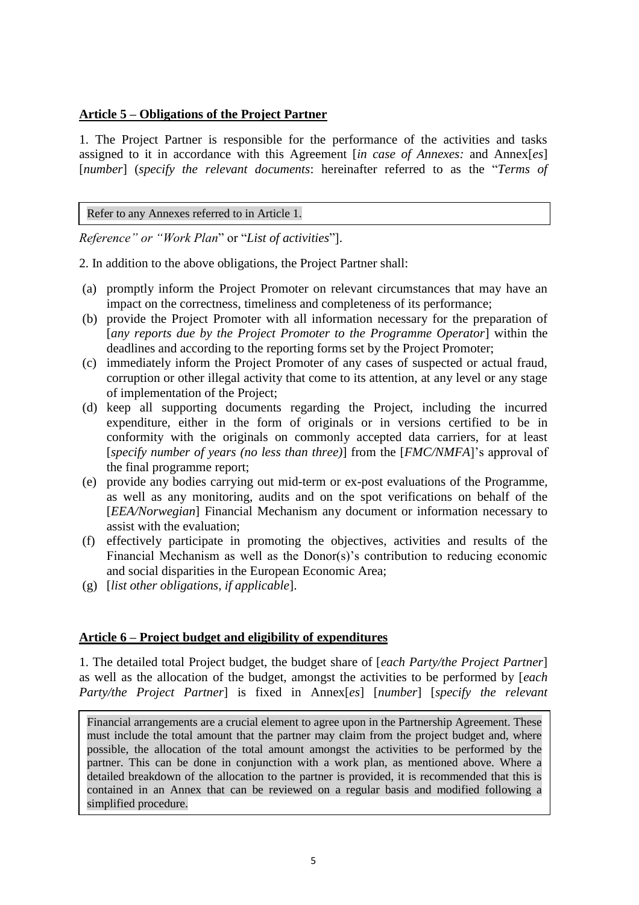**Article 5 – Obligations of the Project Partner**

1. The Project Partner is responsible for the performance of the activities and tasks assigned to it in accordance with this Agreement [*in case of Annexes:* and Annex[*es*] [*number*] (*specify the relevant documents*: hereinafter referred to as the "*Terms of*

> Refer to any Annexes referred to in Article 1.

*Reference" or "Work Plan*" or "*List of activities*"].

2. In addition to the above obligations, the Project Partner shall:

(a) promptly inform the Project Promoter on relevant circumstances that may have an impact on the correctness, timeliness and completeness of its performance;

(b) provide the Project Promoter with all information necessary for the preparation of [*any reports due by the Project Promoter to the Programme Operator*] within the deadlines and according to the reporting forms set by the Project Promoter;

(c) immediately inform the Project Promoter of any cases of suspected or actual fraud, corruption or other illegal activity that come to its attention, at any level or any stage of implementation of the Project;

(d) keep all supporting documents regarding the Project, including the incurred expenditure, either in the form of originals or in versions certified to be in conformity with the originals on commonly accepted data carriers, for at least [*specify number of years (no less than three)*] from the [*FMC/NMFA*]'s approval of the final programme report;

(e) provide any bodies carrying out mid-term or ex-post evaluations of the Programme, as well as any monitoring, audits and on the spot verifications on behalf of the [*EEA/Norwegian*] Financial Mechanism any document or information necessary to assist with the evaluation;

(f) effectively participate in promoting the objectives, activities and results of the Financial Mechanism as well as the Donor(s)'s contribution to reducing economic and social disparities in the European Economic Area;

(g) [*list other obligations, if applicable*].

**Article 6 – Project budget and eligibility of expenditures**

1. The detailed total Project budget, the budget share of [*each Party/the Project Partner*] as well as the allocation of the budget, amongst the activities to be performed by [*each Party/the Project Partner*] is fixed in Annex[*es*] [*number*] [*specify the relevant*

> Financial arrangements are a crucial element to agree upon in the Partnership Agreement. These must include the total amount that the partner may claim from the project budget and, where possible, the allocation of the total amount amongst the activities to be performed by the partner. This can be done in conjunction with a work plan, as mentioned above. Where a detailed breakdown of the allocation to the partner is provided, it is recommended that this is contained in an Annex that can be reviewed on a regular basis and modified following a simplified procedure.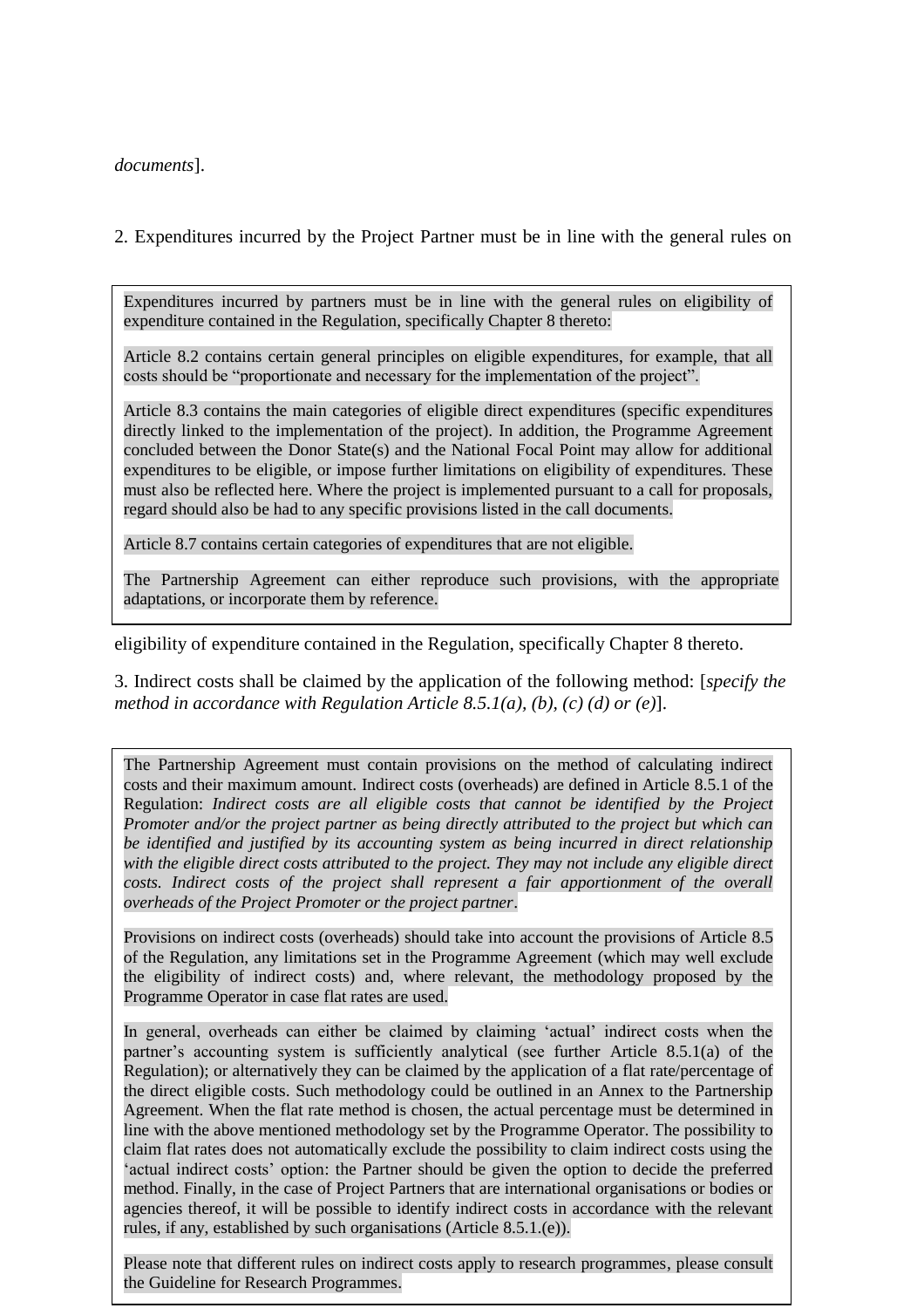*documents*].

2. Expenditures incurred by the Project Partner must be in line with the general rules on

> Expenditures incurred by partners must be in line with the general rules on eligibility of expenditure contained in the Regulation, specifically Chapter 8 thereto:
>
> Article 8.2 contains certain general principles on eligible expenditures, for example, that all costs should be "proportionate and necessary for the implementation of the project".
>
> Article 8.3 contains the main categories of eligible direct expenditures (specific expenditures directly linked to the implementation of the project). In addition, the Programme Agreement concluded between the Donor State(s) and the National Focal Point may allow for additional expenditures to be eligible, or impose further limitations on eligibility of expenditures. These must also be reflected here. Where the project is implemented pursuant to a call for proposals, regard should also be had to any specific provisions listed in the call documents.
>
> Article 8.7 contains certain categories of expenditures that are not eligible.
>
> The Partnership Agreement can either reproduce such provisions, with the appropriate adaptations, or incorporate them by reference.

eligibility of expenditure contained in the Regulation, specifically Chapter 8 thereto.

3. Indirect costs shall be claimed by the application of the following method: [*specify the method in accordance with Regulation Article 8.5.1(a), (b), (c) (d) or (e)*].

> The Partnership Agreement must contain provisions on the method of calculating indirect costs and their maximum amount. Indirect costs (overheads) are defined in Article 8.5.1 of the Regulation: *Indirect costs are all eligible costs that cannot be identified by the Project Promoter and/or the project partner as being directly attributed to the project but which can be identified and justified by its accounting system as being incurred in direct relationship with the eligible direct costs attributed to the project. They may not include any eligible direct costs. Indirect costs of the project shall represent a fair apportionment of the overall overheads of the Project Promoter or the project partner*.
>
> Provisions on indirect costs (overheads) should take into account the provisions of Article 8.5 of the Regulation, any limitations set in the Programme Agreement (which may well exclude the eligibility of indirect costs) and, where relevant, the methodology proposed by the Programme Operator in case flat rates are used.
>
> In general, overheads can either be claimed by claiming 'actual' indirect costs when the partner's accounting system is sufficiently analytical (see further Article 8.5.1(a) of the Regulation); or alternatively they can be claimed by the application of a flat rate/percentage of the direct eligible costs. Such methodology could be outlined in an Annex to the Partnership Agreement. When the flat rate method is chosen, the actual percentage must be determined in line with the above mentioned methodology set by the Programme Operator. The possibility to claim flat rates does not automatically exclude the possibility to claim indirect costs using the 'actual indirect costs' option: the Partner should be given the option to decide the preferred method. Finally, in the case of Project Partners that are international organisations or bodies or agencies thereof, it will be possible to identify indirect costs in accordance with the relevant rules, if any, established by such organisations (Article 8.5.1.(e)).
>
> Please note that different rules on indirect costs apply to research programmes, please consult the Guideline for Research Programmes.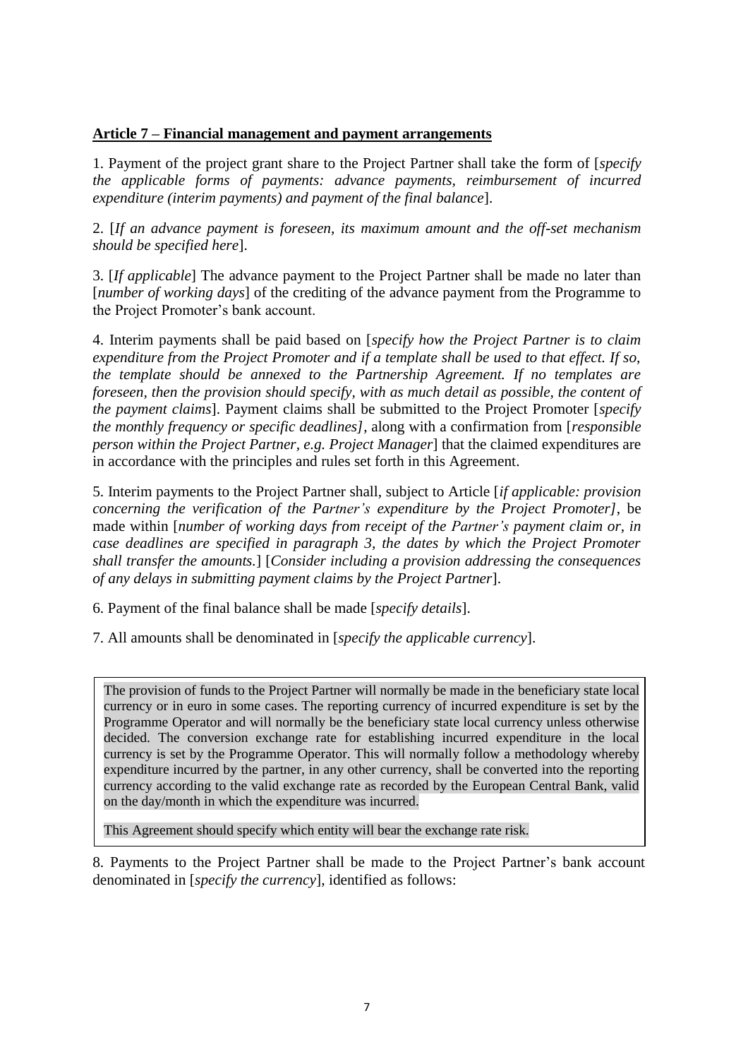**Article 7 – Financial management and payment arrangements**

1. Payment of the project grant share to the Project Partner shall take the form of [*specify the applicable forms of payments: advance payments, reimbursement of incurred expenditure (interim payments) and payment of the final balance*].

2. [*If an advance payment is foreseen, its maximum amount and the off-set mechanism should be specified here*].

3. [*If applicable*] The advance payment to the Project Partner shall be made no later than [*number of working days*] of the crediting of the advance payment from the Programme to the Project Promoter's bank account.

4. Interim payments shall be paid based on [*specify how the Project Partner is to claim expenditure from the Project Promoter and if a template shall be used to that effect. If so, the template should be annexed to the Partnership Agreement. If no templates are foreseen, then the provision should specify, with as much detail as possible, the content of the payment claims*]. Payment claims shall be submitted to the Project Promoter [*specify the monthly frequency or specific deadlines]*, along with a confirmation from [*responsible person within the Project Partner, e.g. Project Manager*] that the claimed expenditures are in accordance with the principles and rules set forth in this Agreement.

5. Interim payments to the Project Partner shall, subject to Article [*if applicable: provision concerning the verification of the Partner's expenditure by the Project Promoter]*, be made within [*number of working days from receipt of the Partner's payment claim or, in case deadlines are specified in paragraph 3, the dates by which the Project Promoter shall transfer the amounts.*] [*Consider including a provision addressing the consequences of any delays in submitting payment claims by the Project Partner*].

6. Payment of the final balance shall be made [*specify details*].

7. All amounts shall be denominated in [*specify the applicable currency*].

> The provision of funds to the Project Partner will normally be made in the beneficiary state local currency or in euro in some cases. The reporting currency of incurred expenditure is set by the Programme Operator and will normally be the beneficiary state local currency unless otherwise decided. The conversion exchange rate for establishing incurred expenditure in the local currency is set by the Programme Operator. This will normally follow a methodology whereby expenditure incurred by the partner, in any other currency, shall be converted into the reporting currency according to the valid exchange rate as recorded by the European Central Bank, valid on the day/month in which the expenditure was incurred.
>
> This Agreement should specify which entity will bear the exchange rate risk.

8. Payments to the Project Partner shall be made to the Project Partner's bank account denominated in [*specify the currency*], identified as follows: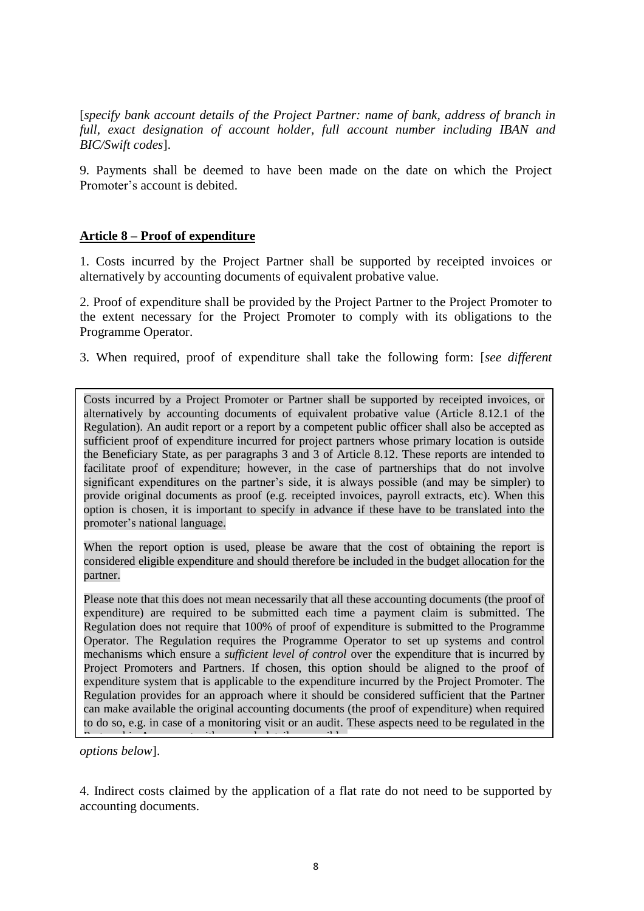[*specify bank account details of the Project Partner: name of bank, address of branch in full, exact designation of account holder, full account number including IBAN and BIC/Swift codes*].

9. Payments shall be deemed to have been made on the date on which the Project Promoter's account is debited.

## Article 8 – Proof of expenditure

1. Costs incurred by the Project Partner shall be supported by receipted invoices or alternatively by accounting documents of equivalent probative value.

2. Proof of expenditure shall be provided by the Project Partner to the Project Promoter to the extent necessary for the Project Promoter to comply with its obligations to the Programme Operator.

3. When required, proof of expenditure shall take the following form: [*see different options below*].

> Costs incurred by a Project Promoter or Partner shall be supported by receipted invoices, or alternatively by accounting documents of equivalent probative value (Article 8.12.1 of the Regulation). An audit report or a report by a competent public officer shall also be accepted as sufficient proof of expenditure incurred for project partners whose primary location is outside the Beneficiary State, as per paragraphs 3 and 3 of Article 8.12. These reports are intended to facilitate proof of expenditure; however, in the case of partnerships that do not involve significant expenditures on the partner's side, it is always possible (and may be simpler) to provide original documents as proof (e.g. receipted invoices, payroll extracts, etc). When this option is chosen, it is important to specify in advance if these have to be translated into the promoter's national language.
>
> When the report option is used, please be aware that the cost of obtaining the report is considered eligible expenditure and should therefore be included in the budget allocation for the partner.
>
> Please note that this does not mean necessarily that all these accounting documents (the proof of expenditure) are required to be submitted each time a payment claim is submitted. The Regulation does not require that 100% of proof of expenditure is submitted to the Programme Operator. The Regulation requires the Programme Operator to set up systems and control mechanisms which ensure a *sufficient level of control* over the expenditure that is incurred by Project Promoters and Partners. If chosen, this option should be aligned to the proof of expenditure system that is applicable to the expenditure incurred by the Project Promoter. The Regulation provides for an approach where it should be considered sufficient that the Partner can make available the original accounting documents (the proof of expenditure) when required to do so, e.g. in case of a monitoring visit or an audit. These aspects need to be regulated in the Partnership Agreement with as much detail as possible.

4. Indirect costs claimed by the application of a flat rate do not need to be supported by accounting documents.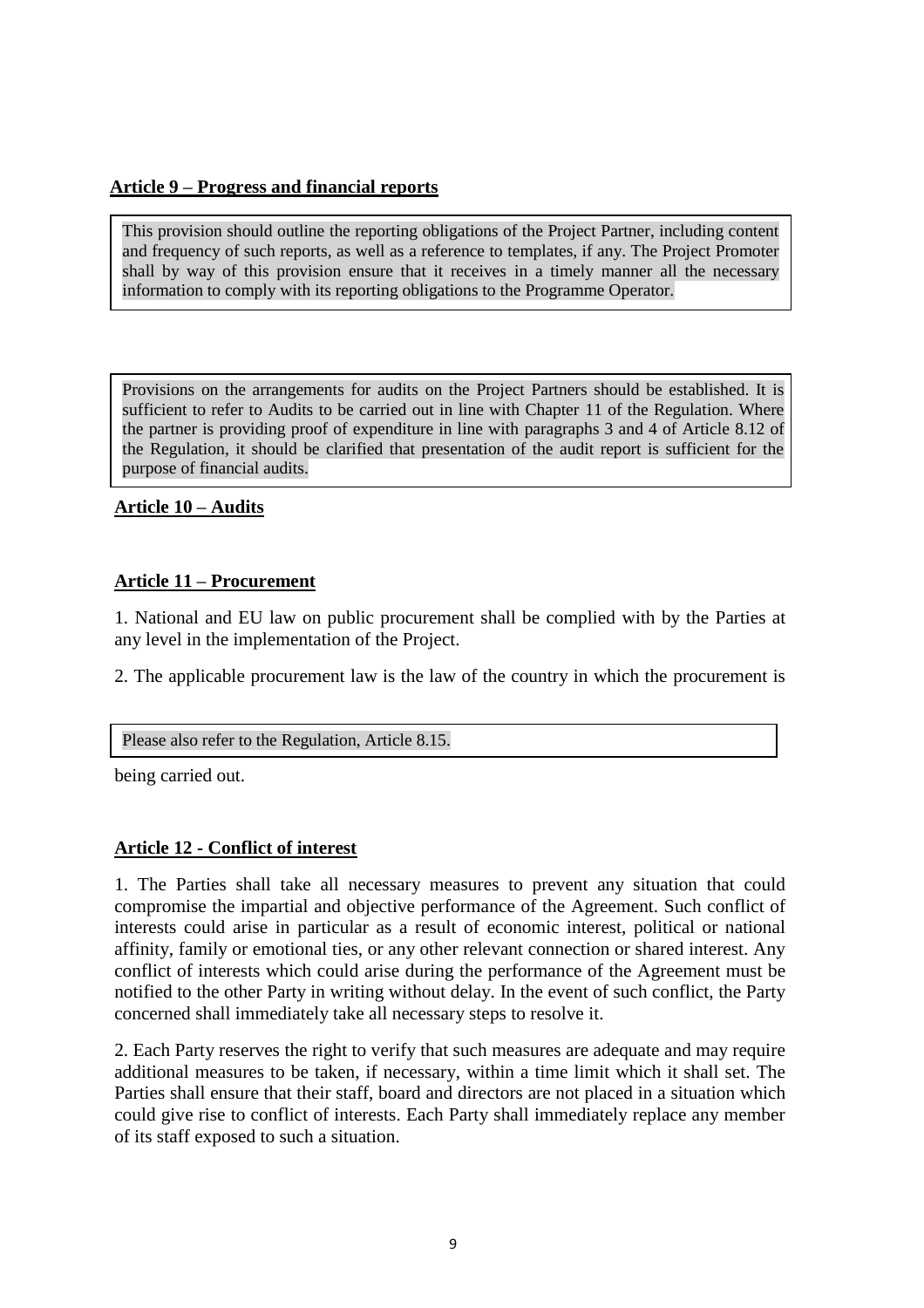**Article 9 – Progress and financial reports**

> This provision should outline the reporting obligations of the Project Partner, including content and frequency of such reports, as well as a reference to templates, if any. The Project Promoter shall by way of this provision ensure that it receives in a timely manner all the necessary information to comply with its reporting obligations to the Programme Operator.

> Provisions on the arrangements for audits on the Project Partners should be established. It is sufficient to refer to Audits to be carried out in line with Chapter 11 of the Regulation. Where the partner is providing proof of expenditure in line with paragraphs 3 and 4 of Article 8.12 of the Regulation, it should be clarified that presentation of the audit report is sufficient for the purpose of financial audits.

**Article 10 – Audits**

**Article 11 – Procurement**

1. National and EU law on public procurement shall be complied with by the Parties at any level in the implementation of the Project.

2. The applicable procurement law is the law of the country in which the procurement is being carried out.

> Please also refer to the Regulation, Article 8.15.

**Article 12 - Conflict of interest**

1. The Parties shall take all necessary measures to prevent any situation that could compromise the impartial and objective performance of the Agreement. Such conflict of interests could arise in particular as a result of economic interest, political or national affinity, family or emotional ties, or any other relevant connection or shared interest. Any conflict of interests which could arise during the performance of the Agreement must be notified to the other Party in writing without delay. In the event of such conflict, the Party concerned shall immediately take all necessary steps to resolve it.

2. Each Party reserves the right to verify that such measures are adequate and may require additional measures to be taken, if necessary, within a time limit which it shall set. The Parties shall ensure that their staff, board and directors are not placed in a situation which could give rise to conflict of interests. Each Party shall immediately replace any member of its staff exposed to such a situation.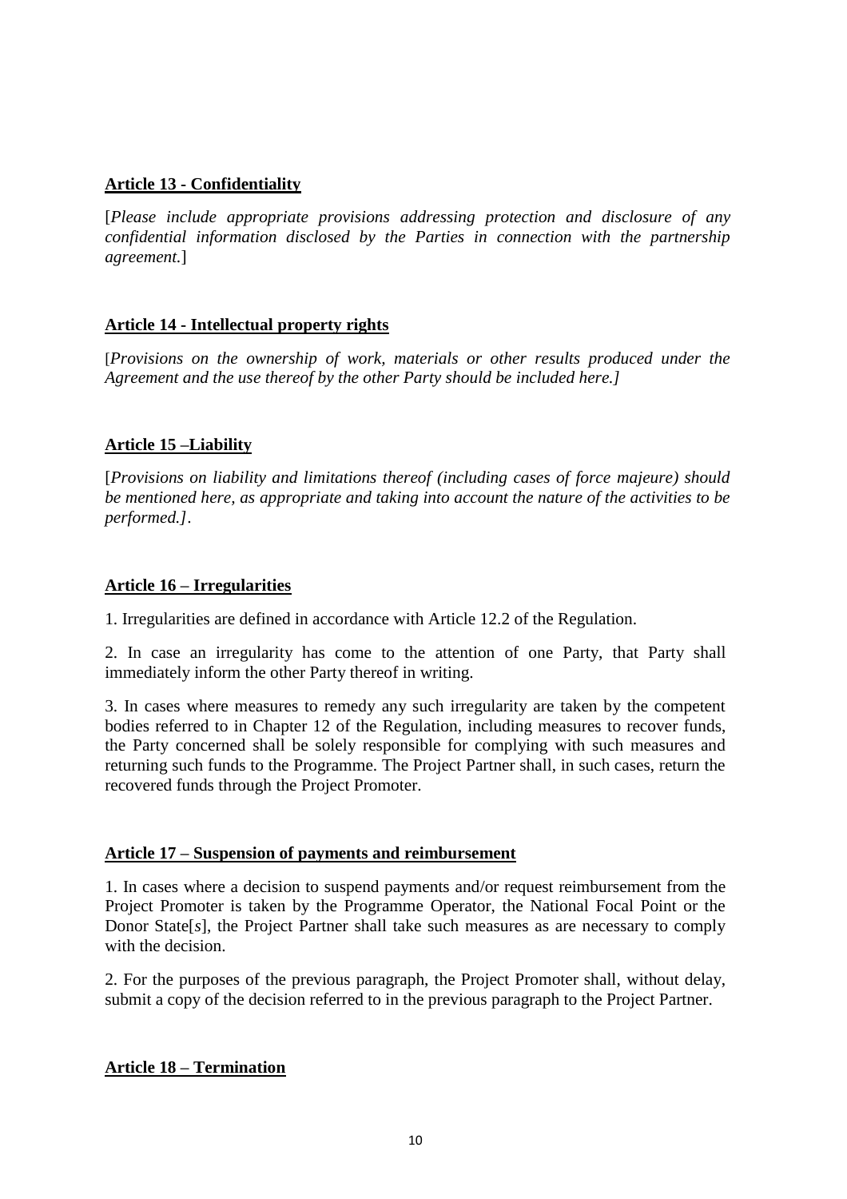**Article 13 - Confidentiality**

[*Please include appropriate provisions addressing protection and disclosure of any confidential information disclosed by the Parties in connection with the partnership agreement.*]

**Article 14 - Intellectual property rights**

[*Provisions on the ownership of work, materials or other results produced under the Agreement and the use thereof by the other Party should be included here.]*

**Article 15 –Liability**

[*Provisions on liability and limitations thereof (including cases of force majeure) should be mentioned here, as appropriate and taking into account the nature of the activities to be performed.]*.

**Article 16 – Irregularities**

1. Irregularities are defined in accordance with Article 12.2 of the Regulation.

2. In case an irregularity has come to the attention of one Party, that Party shall immediately inform the other Party thereof in writing.

3. In cases where measures to remedy any such irregularity are taken by the competent bodies referred to in Chapter 12 of the Regulation, including measures to recover funds, the Party concerned shall be solely responsible for complying with such measures and returning such funds to the Programme. The Project Partner shall, in such cases, return the recovered funds through the Project Promoter.

**Article 17 – Suspension of payments and reimbursement**

1. In cases where a decision to suspend payments and/or request reimbursement from the Project Promoter is taken by the Programme Operator, the National Focal Point or the Donor State[*s*], the Project Partner shall take such measures as are necessary to comply with the decision.

2. For the purposes of the previous paragraph, the Project Promoter shall, without delay, submit a copy of the decision referred to in the previous paragraph to the Project Partner.

**Article 18 – Termination**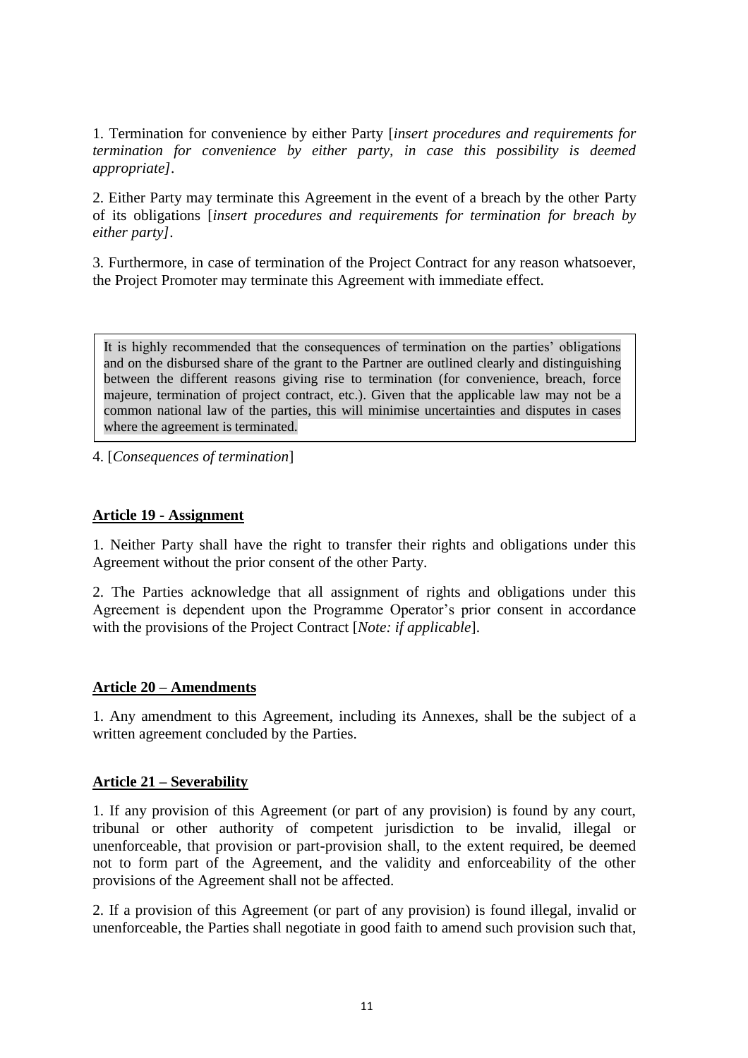1. Termination for convenience by either Party [*insert procedures and requirements for termination for convenience by either party, in case this possibility is deemed appropriate]*.

2. Either Party may terminate this Agreement in the event of a breach by the other Party of its obligations [*insert procedures and requirements for termination for breach by either party]*.

3. Furthermore, in case of termination of the Project Contract for any reason whatsoever, the Project Promoter may terminate this Agreement with immediate effect.

> It is highly recommended that the consequences of termination on the parties' obligations and on the disbursed share of the grant to the Partner are outlined clearly and distinguishing between the different reasons giving rise to termination (for convenience, breach, force majeure, termination of project contract, etc.). Given that the applicable law may not be a common national law of the parties, this will minimise uncertainties and disputes in cases where the agreement is terminated.

4. [*Consequences of termination*]

**Article 19 - Assignment**

1. Neither Party shall have the right to transfer their rights and obligations under this Agreement without the prior consent of the other Party.

2. The Parties acknowledge that all assignment of rights and obligations under this Agreement is dependent upon the Programme Operator's prior consent in accordance with the provisions of the Project Contract [*Note: if applicable*].

**Article 20 – Amendments**

1. Any amendment to this Agreement, including its Annexes, shall be the subject of a written agreement concluded by the Parties.

**Article 21 – Severability**

1. If any provision of this Agreement (or part of any provision) is found by any court, tribunal or other authority of competent jurisdiction to be invalid, illegal or unenforceable, that provision or part-provision shall, to the extent required, be deemed not to form part of the Agreement, and the validity and enforceability of the other provisions of the Agreement shall not be affected.

2. If a provision of this Agreement (or part of any provision) is found illegal, invalid or unenforceable, the Parties shall negotiate in good faith to amend such provision such that,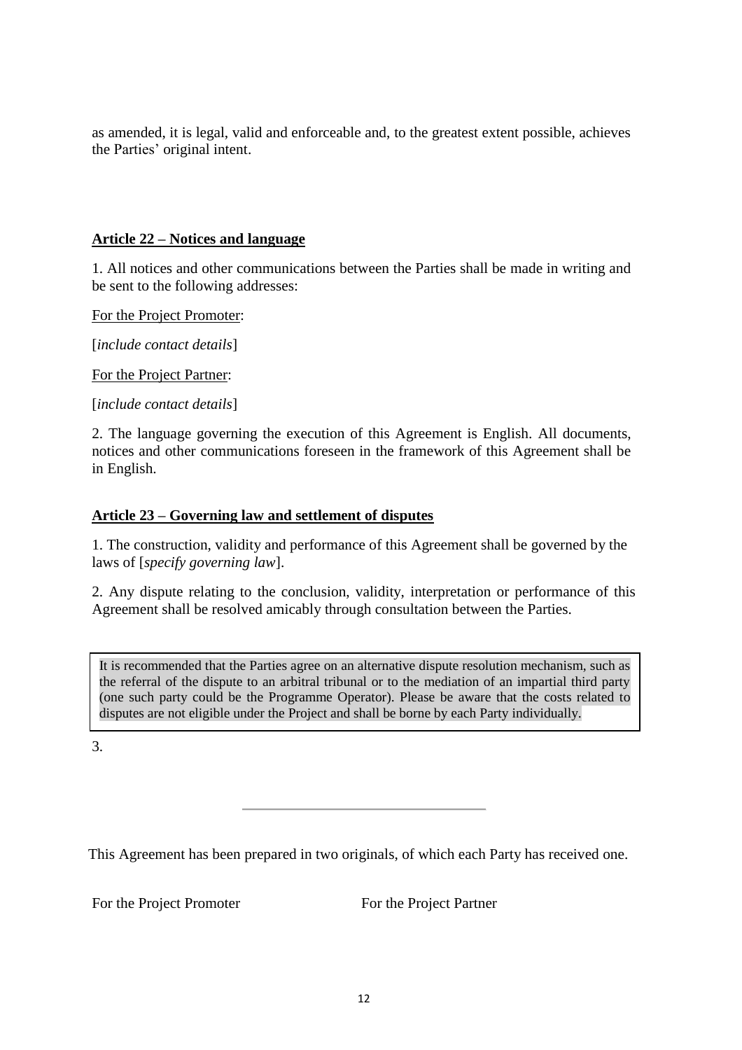as amended, it is legal, valid and enforceable and, to the greatest extent possible, achieves the Parties' original intent.

**Article 22 – Notices and language**

1. All notices and other communications between the Parties shall be made in writing and be sent to the following addresses:

For the Project Promoter:

[*include contact details*]

For the Project Partner:

[*include contact details*]

2. The language governing the execution of this Agreement is English. All documents, notices and other communications foreseen in the framework of this Agreement shall be in English.

**Article 23 – Governing law and settlement of disputes**

1. The construction, validity and performance of this Agreement shall be governed by the laws of [*specify governing law*].

2. Any dispute relating to the conclusion, validity, interpretation or performance of this Agreement shall be resolved amicably through consultation between the Parties.

> It is recommended that the Parties agree on an alternative dispute resolution mechanism, such as the referral of the dispute to an arbitral tribunal or to the mediation of an impartial third party (one such party could be the Programme Operator). Please be aware that the costs related to disputes are not eligible under the Project and shall be borne by each Party individually.

3.

---

This Agreement has been prepared in two originals, of which each Party has received one.

For the Project Promoter

For the Project Partner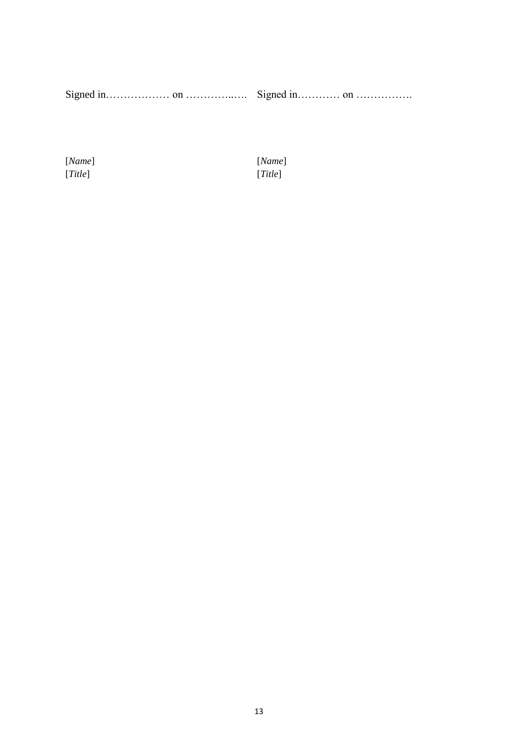| | |
|---|---|
| Signed in……………… on …………..…. | Signed in………… on ……………. |
| [*Name*]<br>[*Title*] | [*Name*]<br>[*Title*] |